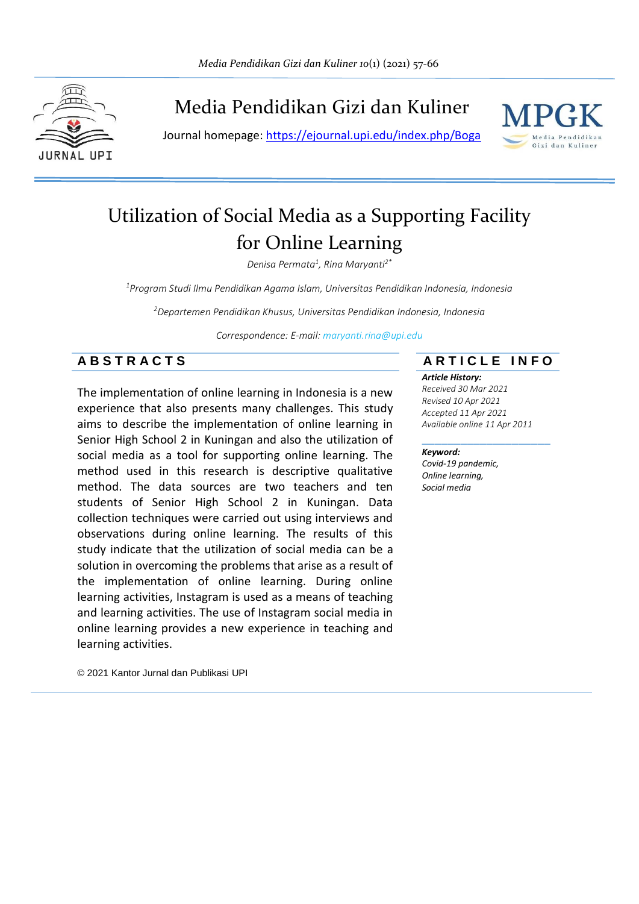# Media Pendidikan Gizi dan Kuliner

Journal homepage: https://ejournal.upi.edu/index.php/Boga

# Utilization of Social Media as a Supporting Facility for Online Learning

*Denisa Permata[1], Rina Maryanti[2*]*

*[1]Program Studi Ilmu Pendidikan Agama Islam, Universitas Pendidikan Indonesia, Indonesia*

*[2]Departemen Pendidikan Khusus, Universitas Pendidikan Indonesia, Indonesia*

*Correspondence: E-mail: maryanti.rina@upi.edu*

## ABSTRACTS

The implementation of online learning in Indonesia is a new experience that also presents many challenges. This study aims to describe the implementation of online learning in Senior High School 2 in Kuningan and also the utilization of social media as a tool for supporting online learning. The method used in this research is descriptive qualitative method. The data sources are two teachers and ten students of Senior High School 2 in Kuningan. Data collection techniques were carried out using interviews and observations during online learning. The results of this study indicate that the utilization of social media can be a solution in overcoming the problems that arise as a result of the implementation of online learning. During online learning activities, Instagram is used as a means of teaching and learning activities. The use of Instagram social media in online learning provides a new experience in teaching and learning activities.

© 2021 Kantor Jurnal dan Publikasi UPI

## ARTICLE INFO

***Article History:***
*Received 30 Mar 2021*
*Revised 10 Apr 2021*
*Accepted 11 Apr 2021*
*Available online 11 Apr 2011*

***Keyword:***
*Covid-19 pandemic,*
*Online learning,*
*Social media*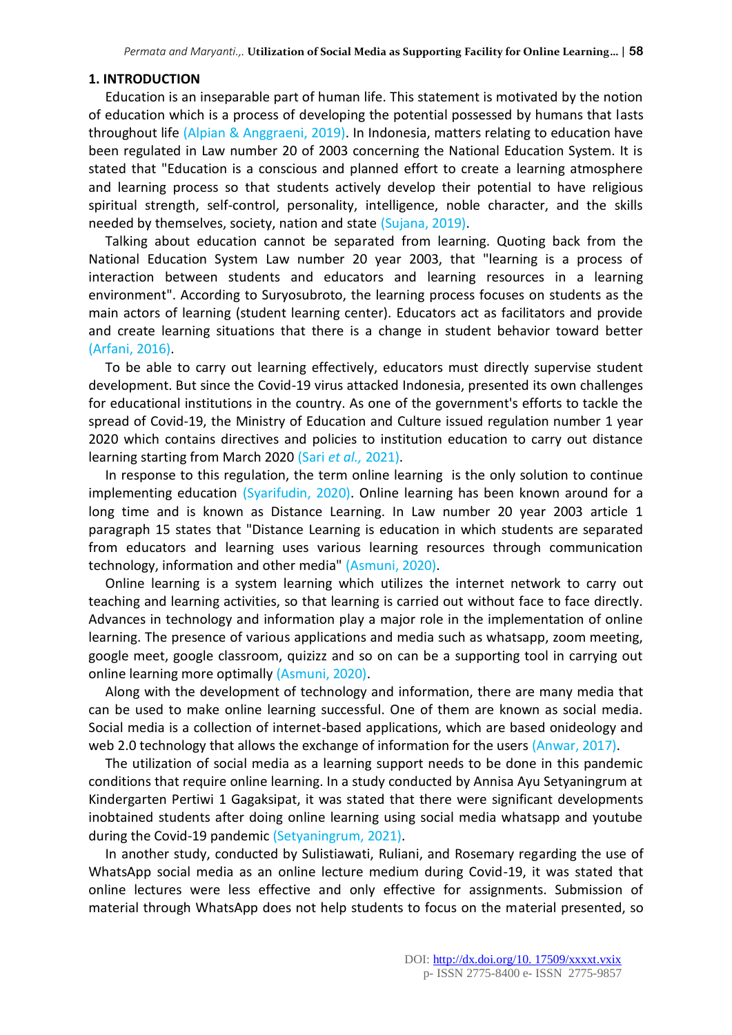## 1. INTRODUCTION

Education is an inseparable part of human life. This statement is motivated by the notion of education which is a process of developing the potential possessed by humans that lasts throughout life (Alpian & Anggraeni, 2019). In Indonesia, matters relating to education have been regulated in Law number 20 of 2003 concerning the National Education System. It is stated that "Education is a conscious and planned effort to create a learning atmosphere and learning process so that students actively develop their potential to have religious spiritual strength, self-control, personality, intelligence, noble character, and the skills needed by themselves, society, nation and state (Sujana, 2019).

Talking about education cannot be separated from learning. Quoting back from the National Education System Law number 20 year 2003, that "learning is a process of interaction between students and educators and learning resources in a learning environment". According to Suryosubroto, the learning process focuses on students as the main actors of learning (student learning center). Educators act as facilitators and provide and create learning situations that there is a change in student behavior toward better (Arfani, 2016).

To be able to carry out learning effectively, educators must directly supervise student development. But since the Covid-19 virus attacked Indonesia, presented its own challenges for educational institutions in the country. As one of the government's efforts to tackle the spread of Covid-19, the Ministry of Education and Culture issued regulation number 1 year 2020 which contains directives and policies to institution education to carry out distance learning starting from March 2020 (Sari *et al.,* 2021).

In response to this regulation, the term online learning is the only solution to continue implementing education (Syarifudin, 2020). Online learning has been known around for a long time and is known as Distance Learning. In Law number 20 year 2003 article 1 paragraph 15 states that "Distance Learning is education in which students are separated from educators and learning uses various learning resources through communication technology, information and other media" (Asmuni, 2020).

Online learning is a system learning which utilizes the internet network to carry out teaching and learning activities, so that learning is carried out without face to face directly. Advances in technology and information play a major role in the implementation of online learning. The presence of various applications and media such as whatsapp, zoom meeting, google meet, google classroom, quizizz and so on can be a supporting tool in carrying out online learning more optimally (Asmuni, 2020).

Along with the development of technology and information, there are many media that can be used to make online learning successful. One of them are known as social media. Social media is a collection of internet-based applications, which are based onideology and web 2.0 technology that allows the exchange of information for the users (Anwar, 2017).

The utilization of social media as a learning support needs to be done in this pandemic conditions that require online learning. In a study conducted by Annisa Ayu Setyaningrum at Kindergarten Pertiwi 1 Gagaksipat, it was stated that there were significant developments inobtained students after doing online learning using social media whatsapp and youtube during the Covid-19 pandemic (Setyaningrum, 2021).

In another study, conducted by Sulistiawati, Ruliani, and Rosemary regarding the use of WhatsApp social media as an online lecture medium during Covid-19, it was stated that online lectures were less effective and only effective for assignments. Submission of material through WhatsApp does not help students to focus on the material presented, so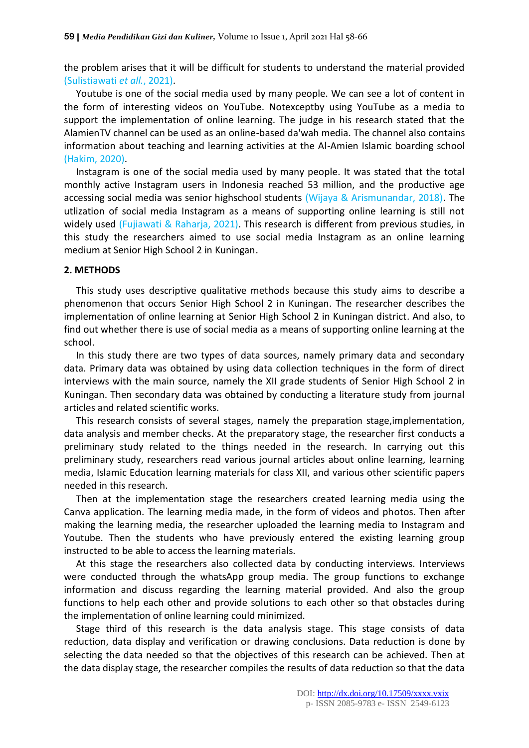the problem arises that it will be difficult for students to understand the material provided (Sulistiawati *et all.*, 2021).

Youtube is one of the social media used by many people. We can see a lot of content in the form of interesting videos on YouTube. Notexceptby using YouTube as a media to support the implementation of online learning. The judge in his research stated that the AlamienTV channel can be used as an online-based da'wah media. The channel also contains information about teaching and learning activities at the Al-Amien Islamic boarding school (Hakim, 2020).

Instagram is one of the social media used by many people. It was stated that the total monthly active Instagram users in Indonesia reached 53 million, and the productive age accessing social media was senior highschool students (Wijaya & Arismunandar, 2018). The utlization of social media Instagram as a means of supporting online learning is still not widely used (Fujiawati & Raharja, 2021). This research is different from previous studies, in this study the researchers aimed to use social media Instagram as an online learning medium at Senior High School 2 in Kuningan.

## 2. METHODS

This study uses descriptive qualitative methods because this study aims to describe a phenomenon that occurs Senior High School 2 in Kuningan. The researcher describes the implementation of online learning at Senior High School 2 in Kuningan district. And also, to find out whether there is use of social media as a means of supporting online learning at the school.

In this study there are two types of data sources, namely primary data and secondary data. Primary data was obtained by using data collection techniques in the form of direct interviews with the main source, namely the XII grade students of Senior High School 2 in Kuningan. Then secondary data was obtained by conducting a literature study from journal articles and related scientific works.

This research consists of several stages, namely the preparation stage,implementation, data analysis and member checks. At the preparatory stage, the researcher first conducts a preliminary study related to the things needed in the research. In carrying out this preliminary study, researchers read various journal articles about online learning, learning media, Islamic Education learning materials for class XII, and various other scientific papers needed in this research.

Then at the implementation stage the researchers created learning media using the Canva application. The learning media made, in the form of videos and photos. Then after making the learning media, the researcher uploaded the learning media to Instagram and Youtube. Then the students who have previously entered the existing learning group instructed to be able to access the learning materials.

At this stage the researchers also collected data by conducting interviews. Interviews were conducted through the whatsApp group media. The group functions to exchange information and discuss regarding the learning material provided. And also the group functions to help each other and provide solutions to each other so that obstacles during the implementation of online learning could minimized.

Stage third of this research is the data analysis stage. This stage consists of data reduction, data display and verification or drawing conclusions. Data reduction is done by selecting the data needed so that the objectives of this research can be achieved. Then at the data display stage, the researcher compiles the results of data reduction so that the data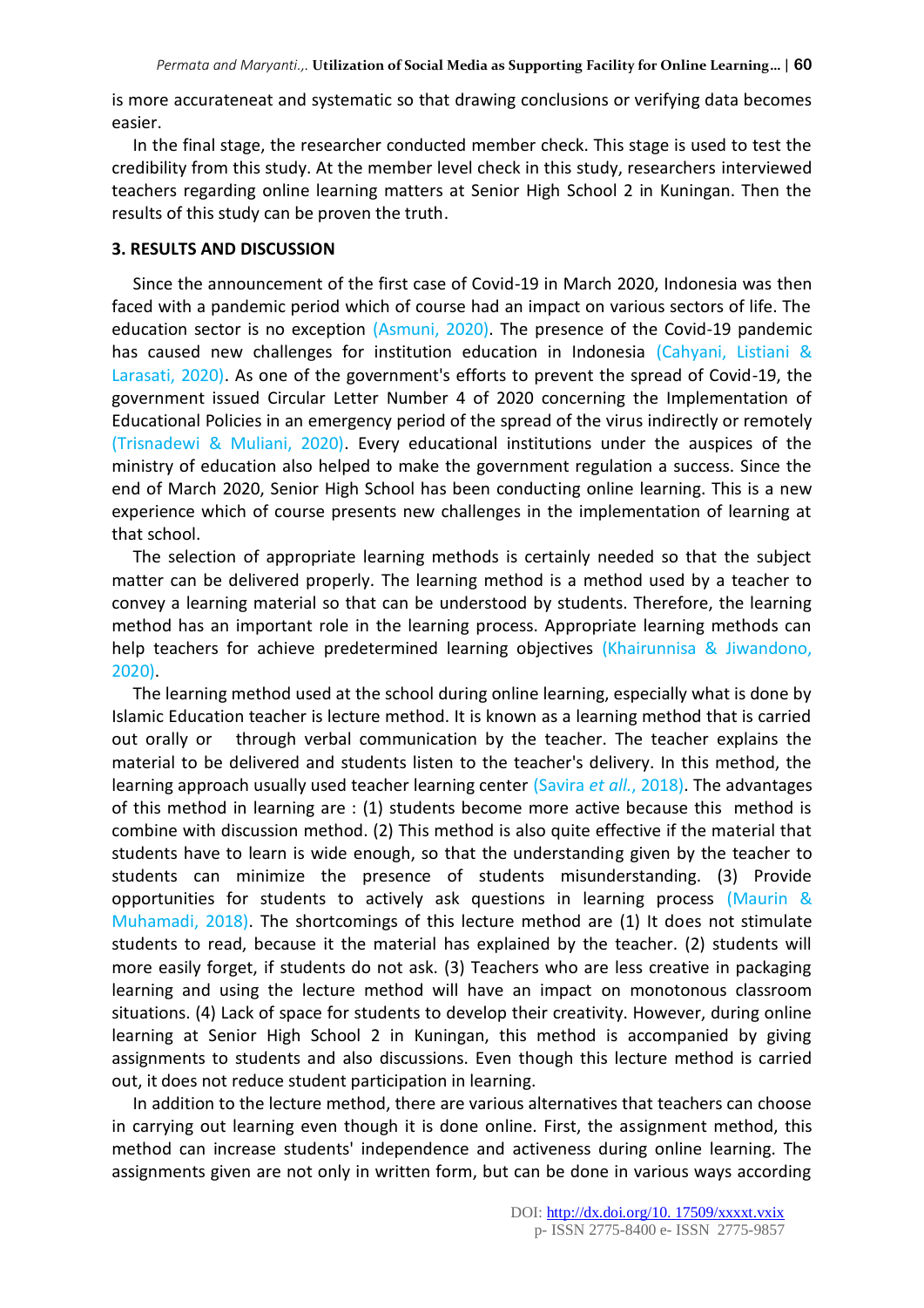is more accurateneat and systematic so that drawing conclusions or verifying data becomes easier.

In the final stage, the researcher conducted member check. This stage is used to test the credibility from this study. At the member level check in this study, researchers interviewed teachers regarding online learning matters at Senior High School 2 in Kuningan. Then the results of this study can be proven the truth.

## 3. RESULTS AND DISCUSSION

Since the announcement of the first case of Covid-19 in March 2020, Indonesia was then faced with a pandemic period which of course had an impact on various sectors of life. The education sector is no exception (Asmuni, 2020). The presence of the Covid-19 pandemic has caused new challenges for institution education in Indonesia (Cahyani, Listiani & Larasati, 2020). As one of the government's efforts to prevent the spread of Covid-19, the government issued Circular Letter Number 4 of 2020 concerning the Implementation of Educational Policies in an emergency period of the spread of the virus indirectly or remotely (Trisnadewi & Muliani, 2020). Every educational institutions under the auspices of the ministry of education also helped to make the government regulation a success. Since the end of March 2020, Senior High School has been conducting online learning. This is a new experience which of course presents new challenges in the implementation of learning at that school.

The selection of appropriate learning methods is certainly needed so that the subject matter can be delivered properly. The learning method is a method used by a teacher to convey a learning material so that can be understood by students. Therefore, the learning method has an important role in the learning process. Appropriate learning methods can help teachers for achieve predetermined learning objectives (Khairunnisa & Jiwandono, 2020).

The learning method used at the school during online learning, especially what is done by Islamic Education teacher is lecture method. It is known as a learning method that is carried out orally or through verbal communication by the teacher. The teacher explains the material to be delivered and students listen to the teacher's delivery. In this method, the learning approach usually used teacher learning center (Savira *et all.*, 2018). The advantages of this method in learning are : (1) students become more active because this method is combine with discussion method. (2) This method is also quite effective if the material that students have to learn is wide enough, so that the understanding given by the teacher to students can minimize the presence of students misunderstanding. (3) Provide opportunities for students to actively ask questions in learning process (Maurin & Muhamadi, 2018). The shortcomings of this lecture method are (1) It does not stimulate students to read, because it the material has explained by the teacher. (2) students will more easily forget, if students do not ask. (3) Teachers who are less creative in packaging learning and using the lecture method will have an impact on monotonous classroom situations. (4) Lack of space for students to develop their creativity. However, during online learning at Senior High School 2 in Kuningan, this method is accompanied by giving assignments to students and also discussions. Even though this lecture method is carried out, it does not reduce student participation in learning.

In addition to the lecture method, there are various alternatives that teachers can choose in carrying out learning even though it is done online. First, the assignment method, this method can increase students' independence and activeness during online learning. The assignments given are not only in written form, but can be done in various ways according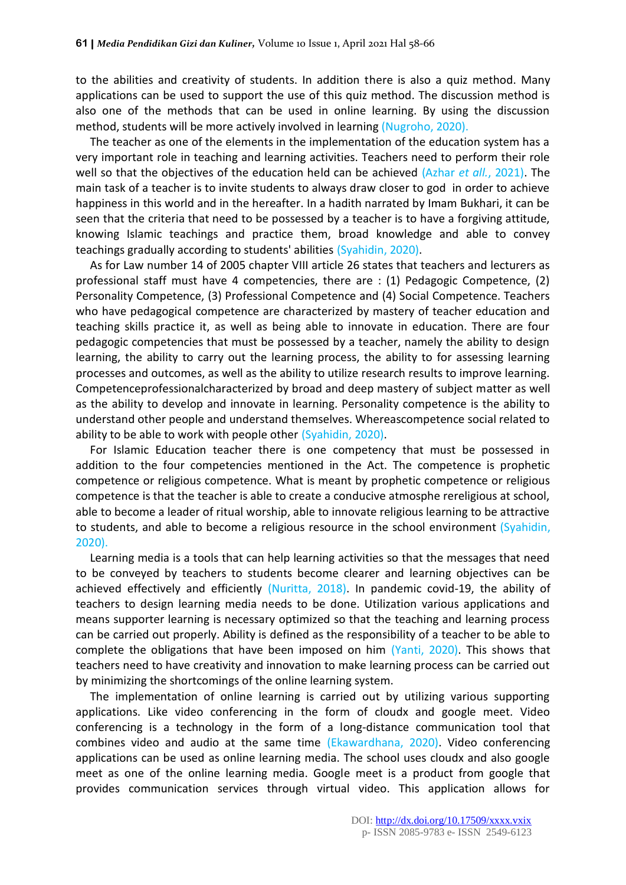to the abilities and creativity of students. In addition there is also a quiz method. Many applications can be used to support the use of this quiz method. The discussion method is also one of the methods that can be used in online learning. By using the discussion method, students will be more actively involved in learning (Nugroho, 2020).

The teacher as one of the elements in the implementation of the education system has a very important role in teaching and learning activities. Teachers need to perform their role well so that the objectives of the education held can be achieved (Azhar *et all.*, 2021). The main task of a teacher is to invite students to always draw closer to god in order to achieve happiness in this world and in the hereafter. In a hadith narrated by Imam Bukhari, it can be seen that the criteria that need to be possessed by a teacher is to have a forgiving attitude, knowing Islamic teachings and practice them, broad knowledge and able to convey teachings gradually according to students' abilities (Syahidin, 2020).

As for Law number 14 of 2005 chapter VIII article 26 states that teachers and lecturers as professional staff must have 4 competencies, there are : (1) Pedagogic Competence, (2) Personality Competence, (3) Professional Competence and (4) Social Competence. Teachers who have pedagogical competence are characterized by mastery of teacher education and teaching skills practice it, as well as being able to innovate in education. There are four pedagogic competencies that must be possessed by a teacher, namely the ability to design learning, the ability to carry out the learning process, the ability to for assessing learning processes and outcomes, as well as the ability to utilize research results to improve learning. Competenceprofessionalcharacterized by broad and deep mastery of subject matter as well as the ability to develop and innovate in learning. Personality competence is the ability to understand other people and understand themselves. Whereascompetence social related to ability to be able to work with people other (Syahidin, 2020).

For Islamic Education teacher there is one competency that must be possessed in addition to the four competencies mentioned in the Act. The competence is prophetic competence or religious competence. What is meant by prophetic competence or religious competence is that the teacher is able to create a conducive atmosphe rereligious at school, able to become a leader of ritual worship, able to innovate religious learning to be attractive to students, and able to become a religious resource in the school environment (Syahidin, 2020).

Learning media is a tools that can help learning activities so that the messages that need to be conveyed by teachers to students become clearer and learning objectives can be achieved effectively and efficiently (Nuritta, 2018). In pandemic covid-19, the ability of teachers to design learning media needs to be done. Utilization various applications and means supporter learning is necessary optimized so that the teaching and learning process can be carried out properly. Ability is defined as the responsibility of a teacher to be able to complete the obligations that have been imposed on him (Yanti, 2020). This shows that teachers need to have creativity and innovation to make learning process can be carried out by minimizing the shortcomings of the online learning system.

The implementation of online learning is carried out by utilizing various supporting applications. Like video conferencing in the form of cloudx and google meet. Video conferencing is a technology in the form of a long-distance communication tool that combines video and audio at the same time (Ekawardhana, 2020). Video conferencing applications can be used as online learning media. The school uses cloudx and also google meet as one of the online learning media. Google meet is a product from google that provides communication services through virtual video. This application allows for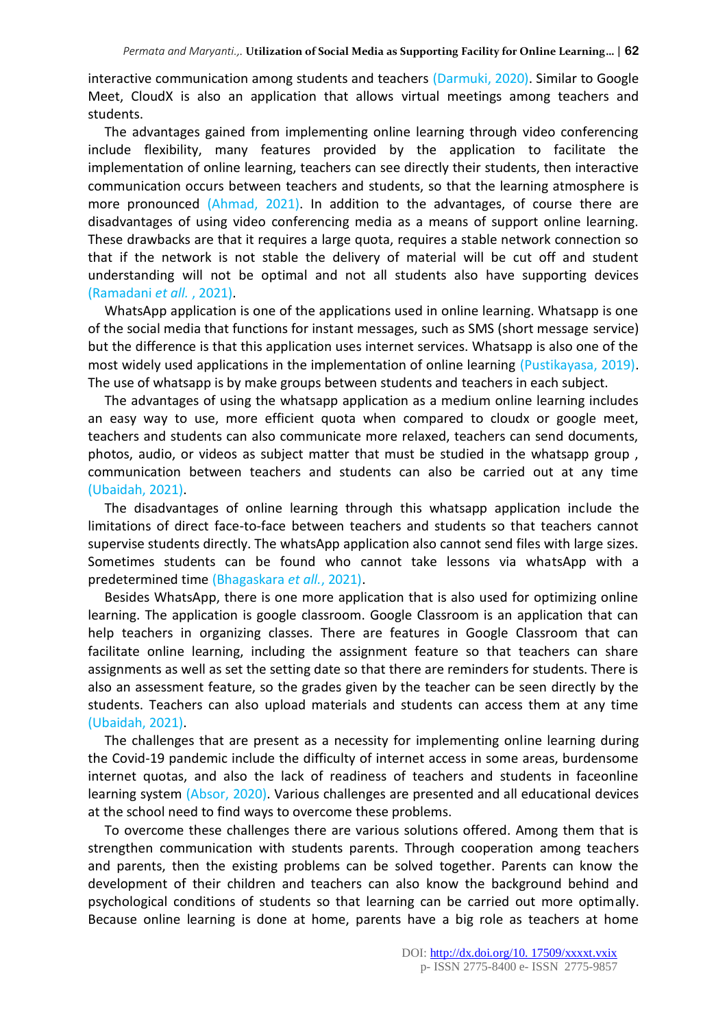interactive communication among students and teachers (Darmuki, 2020). Similar to Google Meet, CloudX is also an application that allows virtual meetings among teachers and students.

The advantages gained from implementing online learning through video conferencing include flexibility, many features provided by the application to facilitate the implementation of online learning, teachers can see directly their students, then interactive communication occurs between teachers and students, so that the learning atmosphere is more pronounced (Ahmad, 2021). In addition to the advantages, of course there are disadvantages of using video conferencing media as a means of support online learning. These drawbacks are that it requires a large quota, requires a stable network connection so that if the network is not stable the delivery of material will be cut off and student understanding will not be optimal and not all students also have supporting devices (Ramadani *et all.* , 2021).

WhatsApp application is one of the applications used in online learning. Whatsapp is one of the social media that functions for instant messages, such as SMS (short message service) but the difference is that this application uses internet services. Whatsapp is also one of the most widely used applications in the implementation of online learning (Pustikayasa, 2019). The use of whatsapp is by make groups between students and teachers in each subject.

The advantages of using the whatsapp application as a medium online learning includes an easy way to use, more efficient quota when compared to cloudx or google meet, teachers and students can also communicate more relaxed, teachers can send documents, photos, audio, or videos as subject matter that must be studied in the whatsapp group , communication between teachers and students can also be carried out at any time (Ubaidah, 2021).

The disadvantages of online learning through this whatsapp application include the limitations of direct face-to-face between teachers and students so that teachers cannot supervise students directly. The whatsApp application also cannot send files with large sizes. Sometimes students can be found who cannot take lessons via whatsApp with a predetermined time (Bhagaskara *et all.*, 2021).

Besides WhatsApp, there is one more application that is also used for optimizing online learning. The application is google classroom. Google Classroom is an application that can help teachers in organizing classes. There are features in Google Classroom that can facilitate online learning, including the assignment feature so that teachers can share assignments as well as set the setting date so that there are reminders for students. There is also an assessment feature, so the grades given by the teacher can be seen directly by the students. Teachers can also upload materials and students can access them at any time (Ubaidah, 2021).

The challenges that are present as a necessity for implementing online learning during the Covid-19 pandemic include the difficulty of internet access in some areas, burdensome internet quotas, and also the lack of readiness of teachers and students in faceonline learning system (Absor, 2020). Various challenges are presented and all educational devices at the school need to find ways to overcome these problems.

To overcome these challenges there are various solutions offered. Among them that is strengthen communication with students parents. Through cooperation among teachers and parents, then the existing problems can be solved together. Parents can know the development of their children and teachers can also know the background behind and psychological conditions of students so that learning can be carried out more optimally. Because online learning is done at home, parents have a big role as teachers at home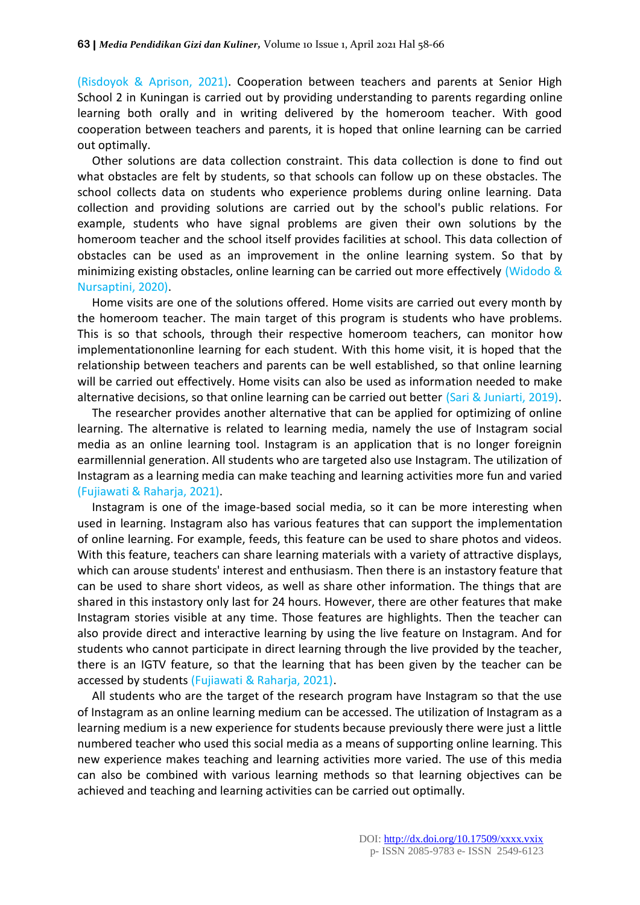(Risdoyok & Aprison, 2021). Cooperation between teachers and parents at Senior High School 2 in Kuningan is carried out by providing understanding to parents regarding online learning both orally and in writing delivered by the homeroom teacher. With good cooperation between teachers and parents, it is hoped that online learning can be carried out optimally.

Other solutions are data collection constraint. This data collection is done to find out what obstacles are felt by students, so that schools can follow up on these obstacles. The school collects data on students who experience problems during online learning. Data collection and providing solutions are carried out by the school's public relations. For example, students who have signal problems are given their own solutions by the homeroom teacher and the school itself provides facilities at school. This data collection of obstacles can be used as an improvement in the online learning system. So that by minimizing existing obstacles, online learning can be carried out more effectively (Widodo & Nursaptini, 2020).

Home visits are one of the solutions offered. Home visits are carried out every month by the homeroom teacher. The main target of this program is students who have problems. This is so that schools, through their respective homeroom teachers, can monitor how implementationonline learning for each student. With this home visit, it is hoped that the relationship between teachers and parents can be well established, so that online learning will be carried out effectively. Home visits can also be used as information needed to make alternative decisions, so that online learning can be carried out better (Sari & Juniarti, 2019).

The researcher provides another alternative that can be applied for optimizing of online learning. The alternative is related to learning media, namely the use of Instagram social media as an online learning tool. Instagram is an application that is no longer foreignin earmillennial generation. All students who are targeted also use Instagram. The utilization of Instagram as a learning media can make teaching and learning activities more fun and varied (Fujiawati & Raharja, 2021).

Instagram is one of the image-based social media, so it can be more interesting when used in learning. Instagram also has various features that can support the implementation of online learning. For example, feeds, this feature can be used to share photos and videos. With this feature, teachers can share learning materials with a variety of attractive displays, which can arouse students' interest and enthusiasm. Then there is an instastory feature that can be used to share short videos, as well as share other information. The things that are shared in this instastory only last for 24 hours. However, there are other features that make Instagram stories visible at any time. Those features are highlights. Then the teacher can also provide direct and interactive learning by using the live feature on Instagram. And for students who cannot participate in direct learning through the live provided by the teacher, there is an IGTV feature, so that the learning that has been given by the teacher can be accessed by students (Fujiawati & Raharja, 2021).

All students who are the target of the research program have Instagram so that the use of Instagram as an online learning medium can be accessed. The utilization of Instagram as a learning medium is a new experience for students because previously there were just a little numbered teacher who used this social media as a means of supporting online learning. This new experience makes teaching and learning activities more varied. The use of this media can also be combined with various learning methods so that learning objectives can be achieved and teaching and learning activities can be carried out optimally.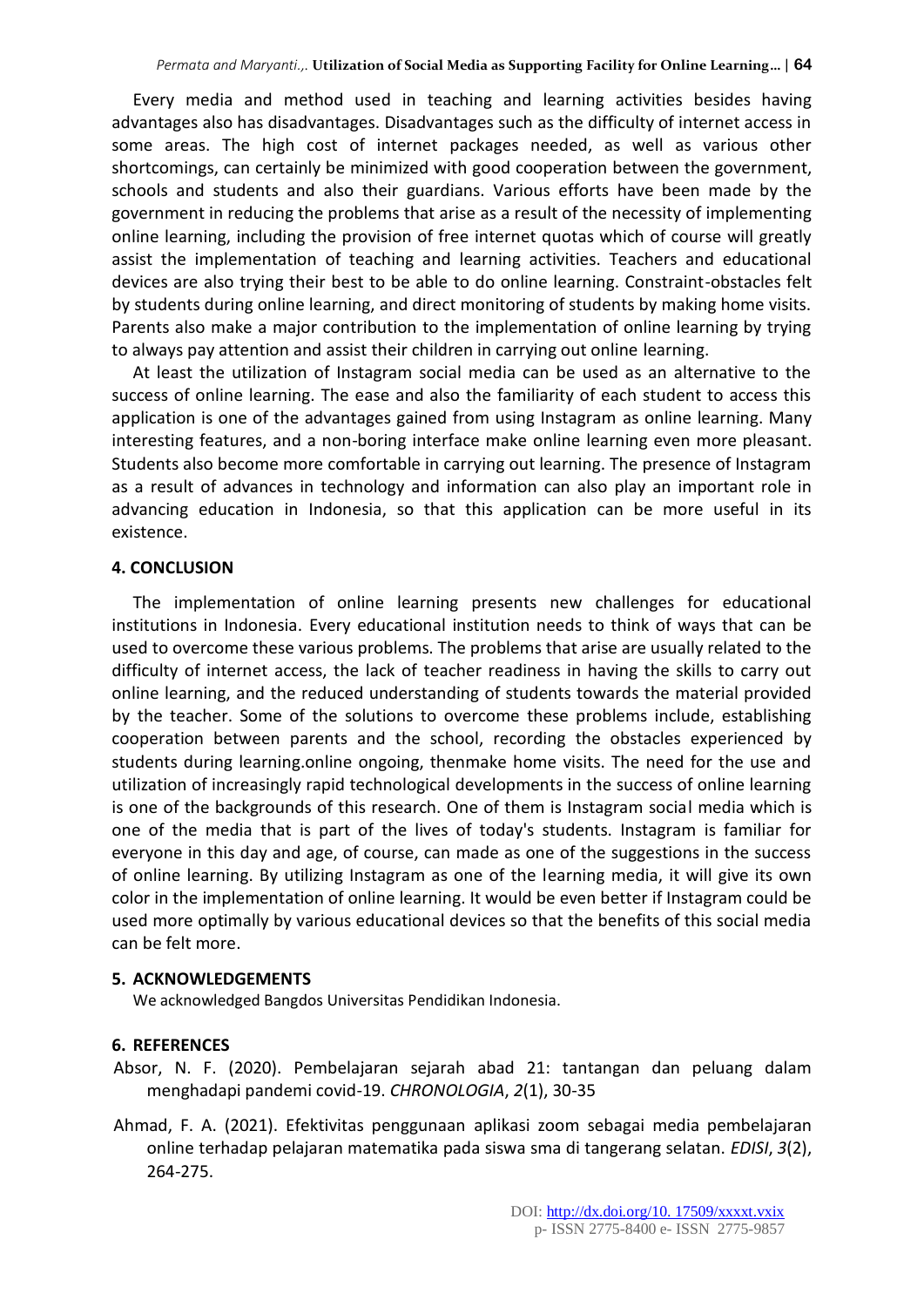Every media and method used in teaching and learning activities besides having advantages also has disadvantages. Disadvantages such as the difficulty of internet access in some areas. The high cost of internet packages needed, as well as various other shortcomings, can certainly be minimized with good cooperation between the government, schools and students and also their guardians. Various efforts have been made by the government in reducing the problems that arise as a result of the necessity of implementing online learning, including the provision of free internet quotas which of course will greatly assist the implementation of teaching and learning activities. Teachers and educational devices are also trying their best to be able to do online learning. Constraint-obstacles felt by students during online learning, and direct monitoring of students by making home visits. Parents also make a major contribution to the implementation of online learning by trying to always pay attention and assist their children in carrying out online learning.

At least the utilization of Instagram social media can be used as an alternative to the success of online learning. The ease and also the familiarity of each student to access this application is one of the advantages gained from using Instagram as online learning. Many interesting features, and a non-boring interface make online learning even more pleasant. Students also become more comfortable in carrying out learning. The presence of Instagram as a result of advances in technology and information can also play an important role in advancing education in Indonesia, so that this application can be more useful in its existence.

## 4. CONCLUSION

The implementation of online learning presents new challenges for educational institutions in Indonesia. Every educational institution needs to think of ways that can be used to overcome these various problems. The problems that arise are usually related to the difficulty of internet access, the lack of teacher readiness in having the skills to carry out online learning, and the reduced understanding of students towards the material provided by the teacher. Some of the solutions to overcome these problems include, establishing cooperation between parents and the school, recording the obstacles experienced by students during learning.online ongoing, thenmake home visits. The need for the use and utilization of increasingly rapid technological developments in the success of online learning is one of the backgrounds of this research. One of them is Instagram social media which is one of the media that is part of the lives of today's students. Instagram is familiar for everyone in this day and age, of course, can made as one of the suggestions in the success of online learning. By utilizing Instagram as one of the learning media, it will give its own color in the implementation of online learning. It would be even better if Instagram could be used more optimally by various educational devices so that the benefits of this social media can be felt more.

## 5. ACKNOWLEDGEMENTS

We acknowledged Bangdos Universitas Pendidikan Indonesia.

## 6. REFERENCES

Absor, N. F. (2020). Pembelajaran sejarah abad 21: tantangan dan peluang dalam menghadapi pandemi covid-19. *CHRONOLOGIA*, *2*(1), 30-35

Ahmad, F. A. (2021). Efektivitas penggunaan aplikasi zoom sebagai media pembelajaran online terhadap pelajaran matematika pada siswa sma di tangerang selatan. *EDISI*, *3*(2), 264-275.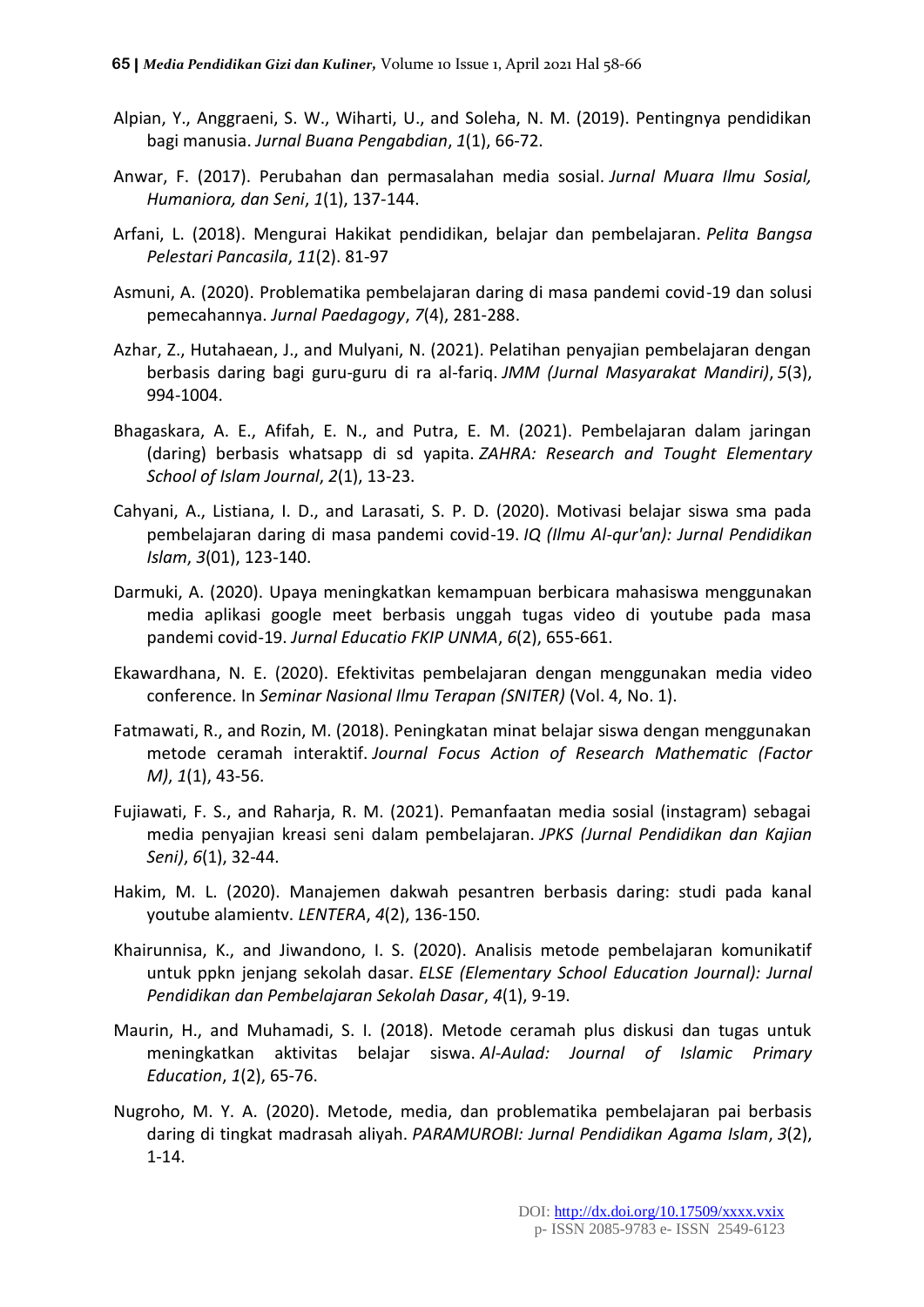Alpian, Y., Anggraeni, S. W., Wiharti, U., and Soleha, N. M. (2019). Pentingnya pendidikan bagi manusia. *Jurnal Buana Pengabdian*, *1*(1), 66-72.

Anwar, F. (2017). Perubahan dan permasalahan media sosial. *Jurnal Muara Ilmu Sosial, Humaniora, dan Seni*, *1*(1), 137-144.

Arfani, L. (2018). Mengurai Hakikat pendidikan, belajar dan pembelajaran. *Pelita Bangsa Pelestari Pancasila*, *11*(2). 81-97

Asmuni, A. (2020). Problematika pembelajaran daring di masa pandemi covid-19 dan solusi pemecahannya. *Jurnal Paedagogy*, *7*(4), 281-288.

Azhar, Z., Hutahaean, J., and Mulyani, N. (2021). Pelatihan penyajian pembelajaran dengan berbasis daring bagi guru-guru di ra al-fariq. *JMM (Jurnal Masyarakat Mandiri)*, *5*(3), 994-1004.

Bhagaskara, A. E., Afifah, E. N., and Putra, E. M. (2021). Pembelajaran dalam jaringan (daring) berbasis whatsapp di sd yapita. *ZAHRA: Research and Tought Elementary School of Islam Journal*, *2*(1), 13-23.

Cahyani, A., Listiana, I. D., and Larasati, S. P. D. (2020). Motivasi belajar siswa sma pada pembelajaran daring di masa pandemi covid-19. *IQ (Ilmu Al-qur'an): Jurnal Pendidikan Islam*, *3*(01), 123-140.

Darmuki, A. (2020). Upaya meningkatkan kemampuan berbicara mahasiswa menggunakan media aplikasi google meet berbasis unggah tugas video di youtube pada masa pandemi covid-19. *Jurnal Educatio FKIP UNMA*, *6*(2), 655-661.

Ekawardhana, N. E. (2020). Efektivitas pembelajaran dengan menggunakan media video conference. In *Seminar Nasional Ilmu Terapan (SNITER)* (Vol. 4, No. 1).

Fatmawati, R., and Rozin, M. (2018). Peningkatan minat belajar siswa dengan menggunakan metode ceramah interaktif. *Journal Focus Action of Research Mathematic (Factor M)*, *1*(1), 43-56.

Fujiawati, F. S., and Raharja, R. M. (2021). Pemanfaatan media sosial (instagram) sebagai media penyajian kreasi seni dalam pembelajaran. *JPKS (Jurnal Pendidikan dan Kajian Seni)*, *6*(1), 32-44.

Hakim, M. L. (2020). Manajemen dakwah pesantren berbasis daring: studi pada kanal youtube alamientv. *LENTERA*, *4*(2), 136-150.

Khairunnisa, K., and Jiwandono, I. S. (2020). Analisis metode pembelajaran komunikatif untuk ppkn jenjang sekolah dasar. *ELSE (Elementary School Education Journal): Jurnal Pendidikan dan Pembelajaran Sekolah Dasar*, *4*(1), 9-19.

Maurin, H., and Muhamadi, S. I. (2018). Metode ceramah plus diskusi dan tugas untuk meningkatkan aktivitas belajar siswa. *Al-Aulad: Journal of Islamic Primary Education*, *1*(2), 65-76.

Nugroho, M. Y. A. (2020). Metode, media, dan problematika pembelajaran pai berbasis daring di tingkat madrasah aliyah. *PARAMUROBI: Jurnal Pendidikan Agama Islam*, *3*(2), 1-14.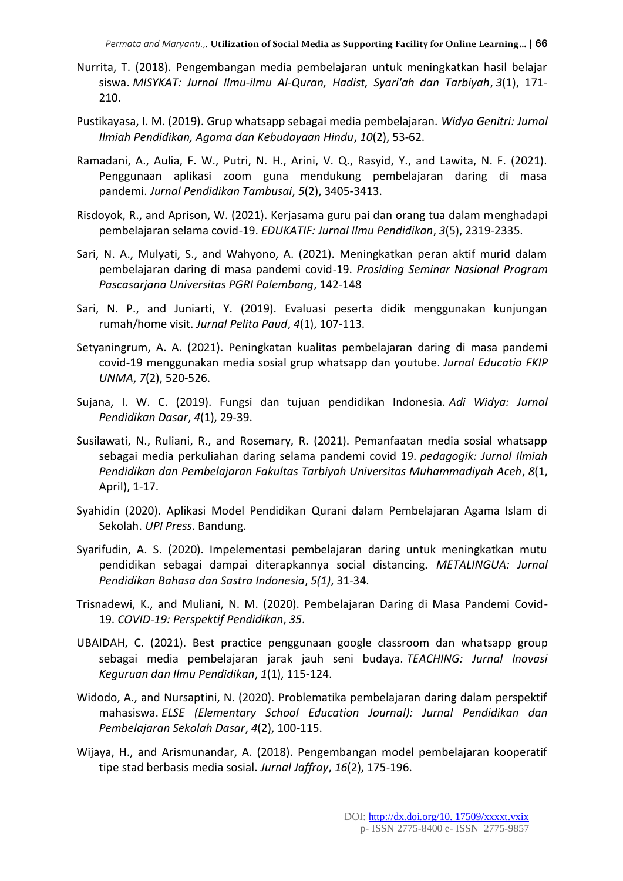Nurrita, T. (2018). Pengembangan media pembelajaran untuk meningkatkan hasil belajar siswa. *MISYKAT: Jurnal Ilmu-ilmu Al-Quran, Hadist, Syari'ah dan Tarbiyah*, *3*(1), 171-210.

Pustikayasa, I. M. (2019). Grup whatsapp sebagai media pembelajaran. *Widya Genitri: Jurnal Ilmiah Pendidikan, Agama dan Kebudayaan Hindu*, *10*(2), 53-62.

Ramadani, A., Aulia, F. W., Putri, N. H., Arini, V. Q., Rasyid, Y., and Lawita, N. F. (2021). Penggunaan aplikasi zoom guna mendukung pembelajaran daring di masa pandemi. *Jurnal Pendidikan Tambusai*, *5*(2), 3405-3413.

Risdoyok, R., and Aprison, W. (2021). Kerjasama guru pai dan orang tua dalam menghadapi pembelajaran selama covid-19. *EDUKATIF: Jurnal Ilmu Pendidikan*, *3*(5), 2319-2335.

Sari, N. A., Mulyati, S., and Wahyono, A. (2021). Meningkatkan peran aktif murid dalam pembelajaran daring di masa pandemi covid-19. *Prosiding Seminar Nasional Program Pascasarjana Universitas PGRI Palembang*, 142-148

Sari, N. P., and Juniarti, Y. (2019). Evaluasi peserta didik menggunakan kunjungan rumah/home visit. *Jurnal Pelita Paud*, *4*(1), 107-113.

Setyaningrum, A. A. (2021). Peningkatan kualitas pembelajaran daring di masa pandemi covid-19 menggunakan media sosial grup whatsapp dan youtube. *Jurnal Educatio FKIP UNMA*, *7*(2), 520-526.

Sujana, I. W. C. (2019). Fungsi dan tujuan pendidikan Indonesia. *Adi Widya: Jurnal Pendidikan Dasar*, *4*(1), 29-39.

Susilawati, N., Ruliani, R., and Rosemary, R. (2021). Pemanfaatan media sosial whatsapp sebagai media perkuliahan daring selama pandemi covid 19. *pedagogik: Jurnal Ilmiah Pendidikan dan Pembelajaran Fakultas Tarbiyah Universitas Muhammadiyah Aceh*, *8*(1, April), 1-17.

Syahidin (2020). Aplikasi Model Pendidikan Qurani dalam Pembelajaran Agama Islam di Sekolah. *UPI Press*. Bandung.

Syarifudin, A. S. (2020). Impelementasi pembelajaran daring untuk meningkatkan mutu pendidikan sebagai dampai diterapkannya social distancing. *METALINGUA: Jurnal Pendidikan Bahasa dan Sastra Indonesia*, *5(1)*, 31-34.

Trisnadewi, K., and Muliani, N. M. (2020). Pembelajaran Daring di Masa Pandemi Covid-19. *COVID-19: Perspektif Pendidikan*, *35*.

UBAIDAH, C. (2021). Best practice penggunaan google classroom dan whatsapp group sebagai media pembelajaran jarak jauh seni budaya. *TEACHING: Jurnal Inovasi Keguruan dan Ilmu Pendidikan*, *1*(1), 115-124.

Widodo, A., and Nursaptini, N. (2020). Problematika pembelajaran daring dalam perspektif mahasiswa. *ELSE (Elementary School Education Journal): Jurnal Pendidikan dan Pembelajaran Sekolah Dasar*, *4*(2), 100-115.

Wijaya, H., and Arismunandar, A. (2018). Pengembangan model pembelajaran kooperatif tipe stad berbasis media sosial. *Jurnal Jaffray*, *16*(2), 175-196.